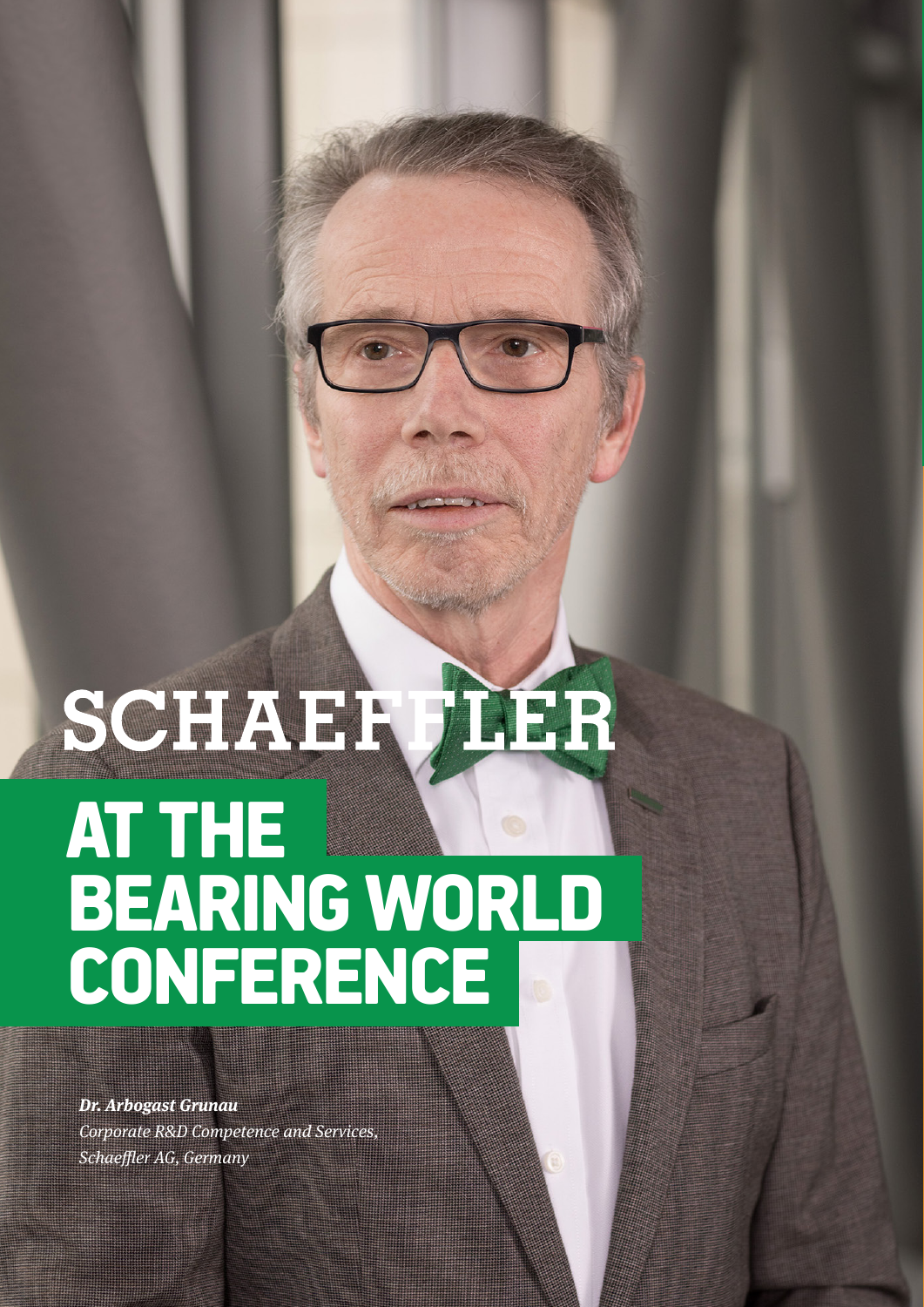SCHAEFFLER

# AT THE BEARING WORLD CONFERENCE

***Dr. Arbogast Grunau***

*Corporate R&D Competence and Services, Schaeffler AG, Germany*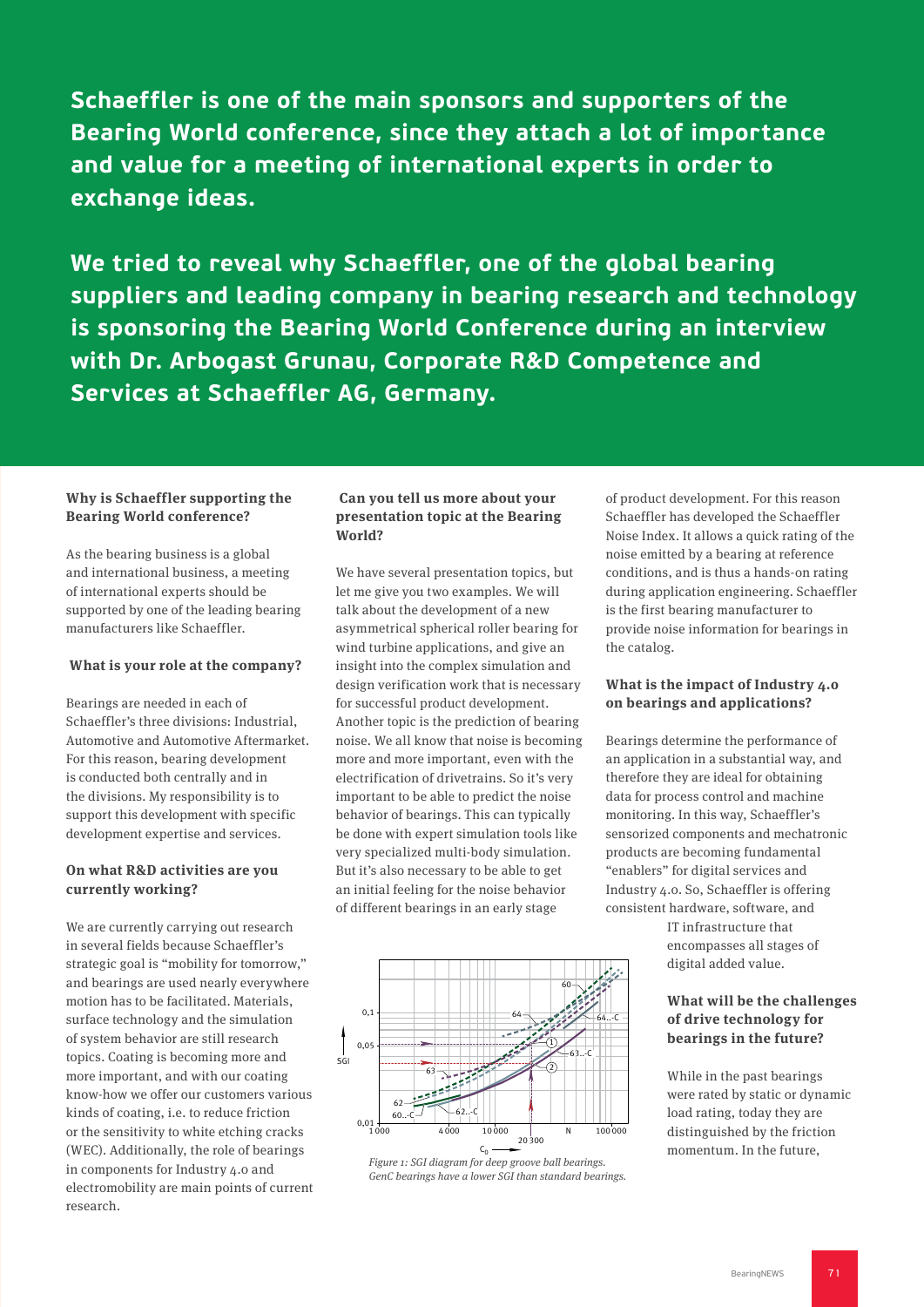**Schaeffler is one of the main sponsors and supporters of the Bearing World conference, since they attach a lot of importance and value for a meeting of international experts in order to exchange ideas.**

**We tried to reveal why Schaeffler, one of the global bearing suppliers and leading company in bearing research and technology is sponsoring the Bearing World Conference during an interview with Dr. Arbogast Grunau, Corporate R&D Competence and Services at Schaeffler AG, Germany.**

### Why is Schaeffler supporting the Bearing World conference?

As the bearing business is a global and international business, a meeting of international experts should be supported by one of the leading bearing manufacturers like Schaeffler.

### What is your role at the company?

Bearings are needed in each of Schaeffler's three divisions: Industrial, Automotive and Automotive Aftermarket. For this reason, bearing development is conducted both centrally and in the divisions. My responsibility is to support this development with specific development expertise and services.

### On what R&D activities are you currently working?

We are currently carrying out research in several fields because Schaeffler's strategic goal is "mobility for tomorrow," and bearings are used nearly everywhere motion has to be facilitated. Materials, surface technology and the simulation of system behavior are still research topics. Coating is becoming more and more important, and with our coating know-how we offer our customers various kinds of coating, i.e. to reduce friction or the sensitivity to white etching cracks (WEC). Additionally, the role of bearings in components for Industry 4.0 and electromobility are main points of current research.

### Can you tell us more about your presentation topic at the Bearing World?

We have several presentation topics, but let me give you two examples. We will talk about the development of a new asymmetrical spherical roller bearing for wind turbine applications, and give an insight into the complex simulation and design verification work that is necessary for successful product development. Another topic is the prediction of bearing noise. We all know that noise is becoming more and more important, even with the electrification of drivetrains. So it's very important to be able to predict the noise behavior of bearings. This can typically be done with expert simulation tools like very specialized multi-body simulation. But it's also necessary to be able to get an initial feeling for the noise behavior of different bearings in an early stage of product development. For this reason Schaeffler has developed the Schaeffler Noise Index. It allows a quick rating of the noise emitted by a bearing at reference conditions, and is thus a hands-on rating during application engineering. Schaeffler is the first bearing manufacturer to provide noise information for bearings in the catalog.

*Figure 1: SGI diagram for deep groove ball bearings. GenC bearings have a lower SGI than standard bearings.*

### What is the impact of Industry 4.0 on bearings and applications?

Bearings determine the performance of an application in a substantial way, and therefore they are ideal for obtaining data for process control and machine monitoring. In this way, Schaeffler's sensorized components and mechatronic products are becoming fundamental "enablers" for digital services and Industry 4.0. So, Schaeffler is offering consistent hardware, software, and IT infrastructure that encompasses all stages of digital added value.

### What will be the challenges of drive technology for bearings in the future?

While in the past bearings were rated by static or dynamic load rating, today they are distinguished by the friction momentum. In the future,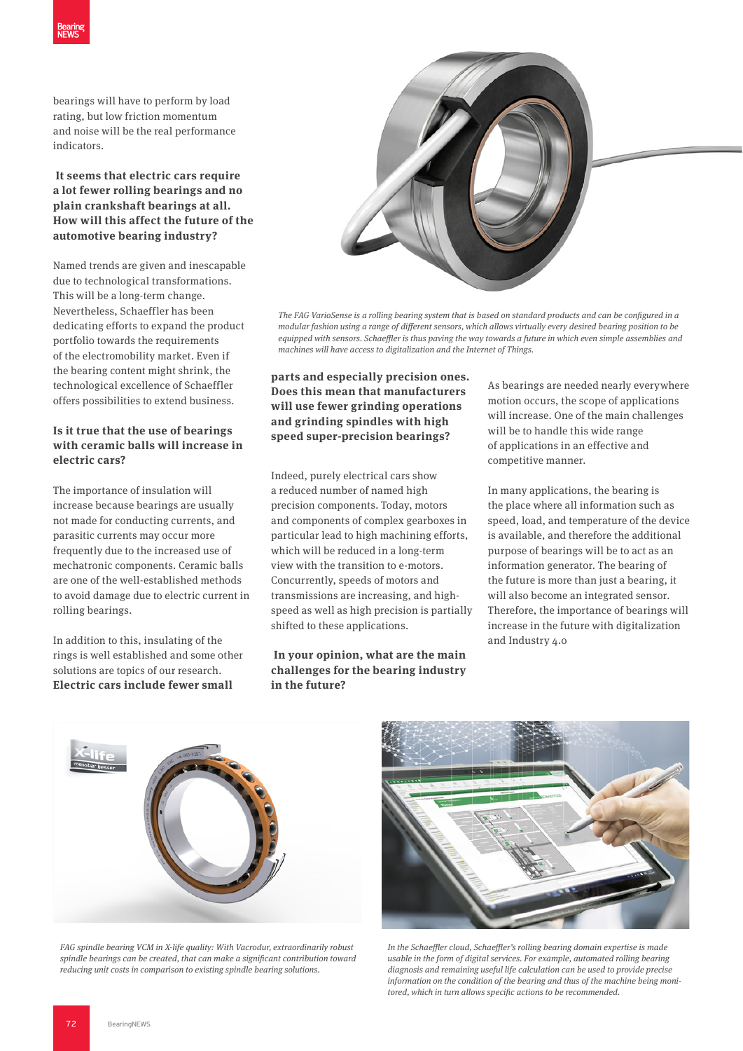bearings will have to perform by load rating, but low friction momentum and noise will be the real performance indicators.

**It seems that electric cars require a lot fewer rolling bearings and no plain crankshaft bearings at all. How will this affect the future of the automotive bearing industry?**

Named trends are given and inescapable due to technological transformations. This will be a long-term change. Nevertheless, Schaeffler has been dedicating efforts to expand the product portfolio towards the requirements of the electromobility market. Even if the bearing content might shrink, the technological excellence of Schaeffler offers possibilities to extend business.

**Is it true that the use of bearings with ceramic balls will increase in electric cars?**

The importance of insulation will increase because bearings are usually not made for conducting currents, and parasitic currents may occur more frequently due to the increased use of mechatronic components. Ceramic balls are one of the well-established methods to avoid damage due to electric current in rolling bearings.

In addition to this, insulating of the rings is well established and some other solutions are topics of our research.

**Electric cars include fewer small parts and especially precision ones. Does this mean that manufacturers will use fewer grinding operations and grinding spindles with high speed super-precision bearings?**

Indeed, purely electrical cars show a reduced number of named high precision components. Today, motors and components of complex gearboxes in particular lead to high machining efforts, which will be reduced in a long-term view with the transition to e-motors. Concurrently, speeds of motors and transmissions are increasing, and high-speed as well as high precision is partially shifted to these applications.

**In your opinion, what are the main challenges for the bearing industry in the future?**

As bearings are needed nearly everywhere motion occurs, the scope of applications will increase. One of the main challenges will be to handle this wide range of applications in an effective and competitive manner.

In many applications, the bearing is the place where all information such as speed, load, and temperature of the device is available, and therefore the additional purpose of bearings will be to act as an information generator. The bearing of the future is more than just a bearing, it will also become an integrated sensor. Therefore, the importance of bearings will increase in the future with digitalization and Industry 4.0

*The FAG VarioSense is a rolling bearing system that is based on standard products and can be configured in a modular fashion using a range of different sensors, which allows virtually every desired bearing position to be equipped with sensors. Schaeffler is thus paving the way towards a future in which even simple assemblies and machines will have access to digitalization and the Internet of Things.*

*FAG spindle bearing VCM in X-life quality: With Vacrodur, extraordinarily robust spindle bearings can be created, that can make a significant contribution toward reducing unit costs in comparison to existing spindle bearing solutions.*

*In the Schaeffler cloud, Schaeffler's rolling bearing domain expertise is made usable in the form of digital services. For example, automated rolling bearing diagnosis and remaining useful life calculation can be used to provide precise information on the condition of the bearing and thus of the machine being monitored, which in turn allows specific actions to be recommended.*